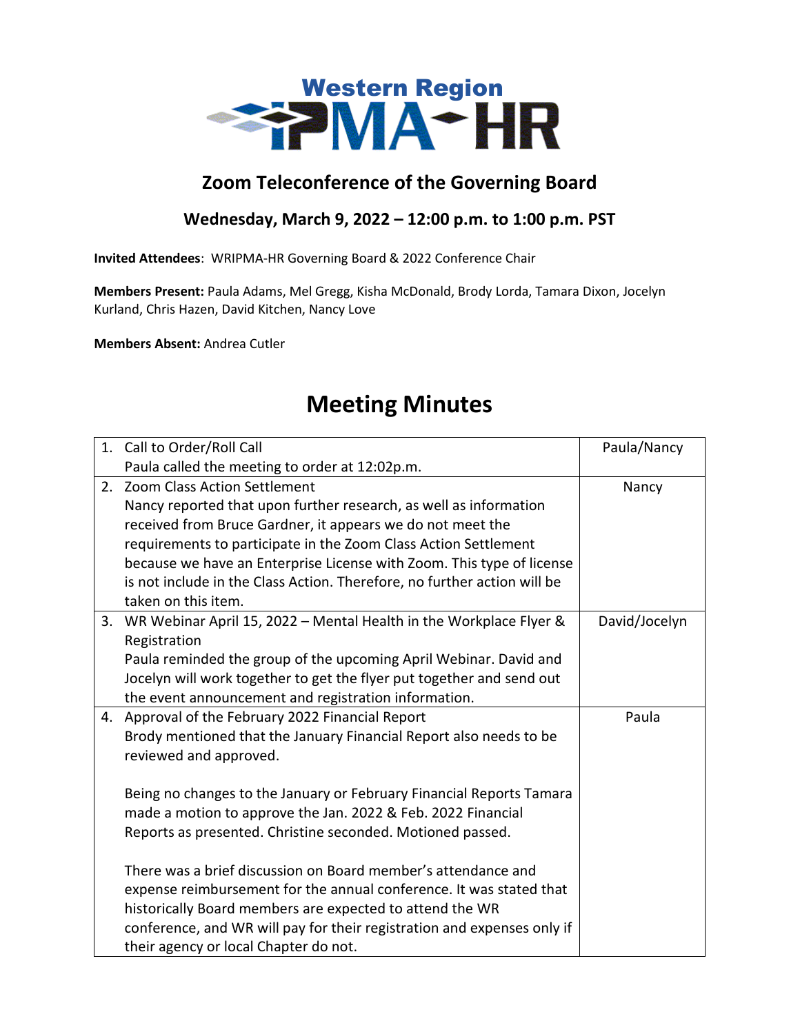# Western Region IPMA-HR

## Zoom Teleconference of the Governing Board

### Wednesday, March 9, 2022 – 12:00 p.m. to 1:00 p.m. PST

**Invited Attendees**: WRIPMA-HR Governing Board & 2022 Conference Chair

**Members Present:** Paula Adams, Mel Gregg, Kisha McDonald, Brody Lorda, Tamara Dixon, Jocelyn Kurland, Chris Hazen, David Kitchen, Nancy Love

**Members Absent:** Andrea Cutler

# Meeting Minutes

| Item | Lead |
|---|---|
| 1. Call to Order/Roll Call<br>Paula called the meeting to order at 12:02p.m. | Paula/Nancy |
| 2. Zoom Class Action Settlement<br>Nancy reported that upon further research, as well as information received from Bruce Gardner, it appears we do not meet the requirements to participate in the Zoom Class Action Settlement because we have an Enterprise License with Zoom. This type of license is not include in the Class Action. Therefore, no further action will be taken on this item. | Nancy |
| 3. WR Webinar April 15, 2022 – Mental Health in the Workplace Flyer & Registration<br>Paula reminded the group of the upcoming April Webinar. David and Jocelyn will work together to get the flyer put together and send out the event announcement and registration information. | David/Jocelyn |
| 4. Approval of the February 2022 Financial Report<br>Brody mentioned that the January Financial Report also needs to be reviewed and approved.<br><br>Being no changes to the January or February Financial Reports Tamara made a motion to approve the Jan. 2022 & Feb. 2022 Financial Reports as presented. Christine seconded. Motioned passed.<br><br>There was a brief discussion on Board member's attendance and expense reimbursement for the annual conference. It was stated that historically Board members are expected to attend the WR conference, and WR will pay for their registration and expenses only if their agency or local Chapter do not. | Paula |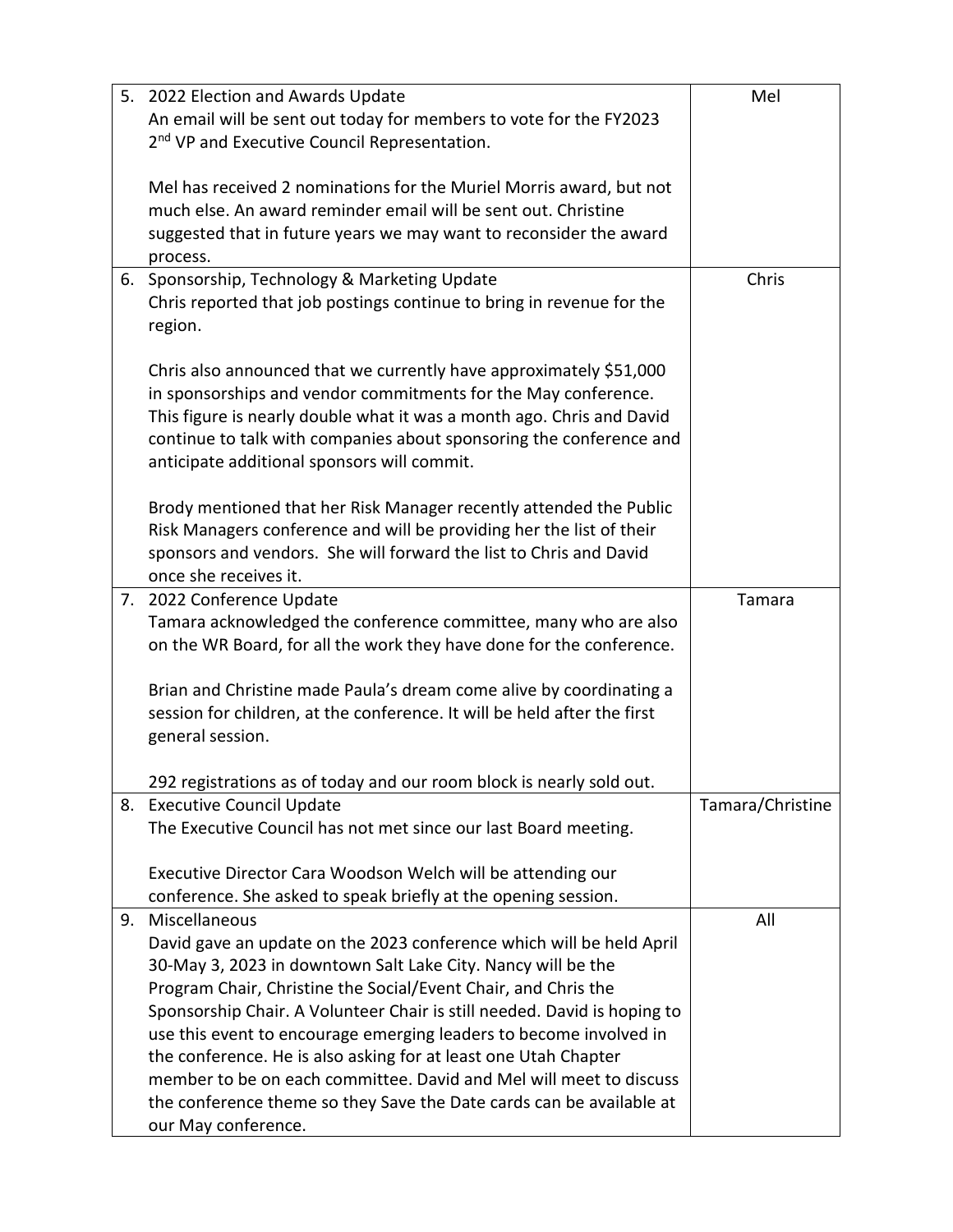| | |
|---|---|
| 5. 2022 Election and Awards Update<br>An email will be sent out today for members to vote for the FY2023 2nd VP and Executive Council Representation.<br><br>Mel has received 2 nominations for the Muriel Morris award, but not much else. An award reminder email will be sent out. Christine suggested that in future years we may want to reconsider the award process. | Mel |
| 6. Sponsorship, Technology & Marketing Update<br>Chris reported that job postings continue to bring in revenue for the region.<br><br>Chris also announced that we currently have approximately $51,000 in sponsorships and vendor commitments for the May conference. This figure is nearly double what it was a month ago. Chris and David continue to talk with companies about sponsoring the conference and anticipate additional sponsors will commit.<br><br>Brody mentioned that her Risk Manager recently attended the Public Risk Managers conference and will be providing her the list of their sponsors and vendors. She will forward the list to Chris and David once she receives it. | Chris |
| 7. 2022 Conference Update<br>Tamara acknowledged the conference committee, many who are also on the WR Board, for all the work they have done for the conference.<br><br>Brian and Christine made Paula's dream come alive by coordinating a session for children, at the conference. It will be held after the first general session.<br><br>292 registrations as of today and our room block is nearly sold out. | Tamara |
| 8. Executive Council Update<br>The Executive Council has not met since our last Board meeting.<br><br>Executive Director Cara Woodson Welch will be attending our conference. She asked to speak briefly at the opening session. | Tamara/Christine |
| 9. Miscellaneous<br>David gave an update on the 2023 conference which will be held April 30-May 3, 2023 in downtown Salt Lake City. Nancy will be the Program Chair, Christine the Social/Event Chair, and Chris the Sponsorship Chair. A Volunteer Chair is still needed. David is hoping to use this event to encourage emerging leaders to become involved in the conference. He is also asking for at least one Utah Chapter member to be on each committee. David and Mel will meet to discuss the conference theme so they Save the Date cards can be available at our May conference. | All |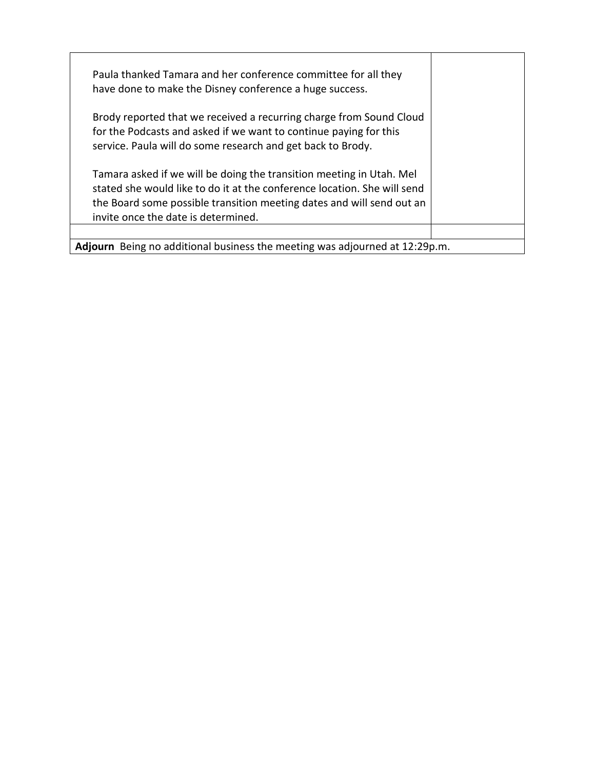| | |
|---|---|
| Paula thanked Tamara and her conference committee for all they have done to make the Disney conference a huge success.<br><br>Brody reported that we received a recurring charge from Sound Cloud for the Podcasts and asked if we want to continue paying for this service. Paula will do some research and get back to Brody.<br><br>Tamara asked if we will be doing the transition meeting in Utah. Mel stated she would like to do it at the conference location. She will send the Board some possible transition meeting dates and will send out an invite once the date is determined. | |
| | |
| **Adjourn** Being no additional business the meeting was adjourned at 12:29p.m. | |